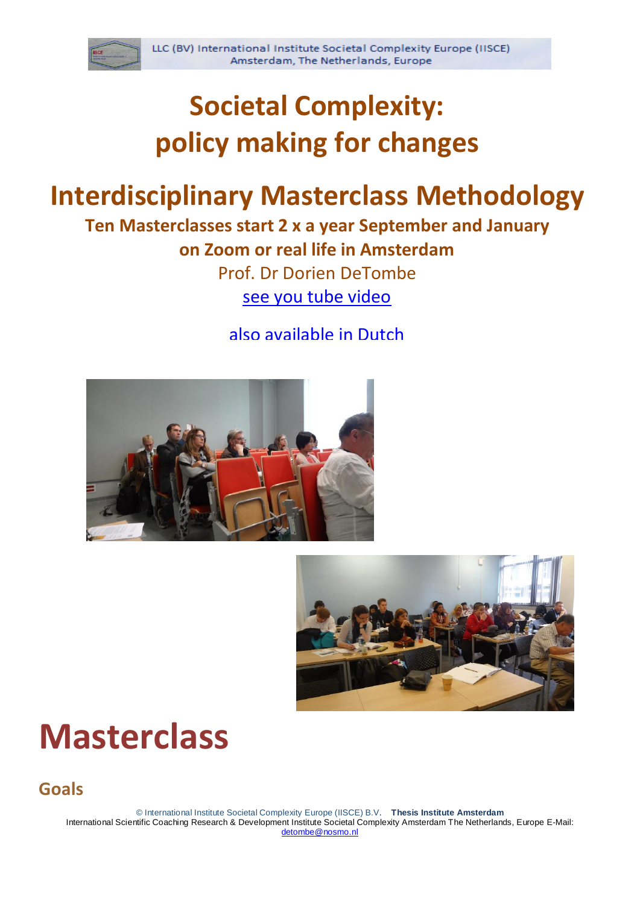# Societal Complexity: policy making for changes

# Interdisciplinary Masterclass Methodology

**Ten Masterclasses start 2 x a year September and January**

**on Zoom or real life in Amsterdam**

Prof. Dr Dorien DeTombe

[see you tube video](#)

also available in Dutch

# Masterclass

## Goals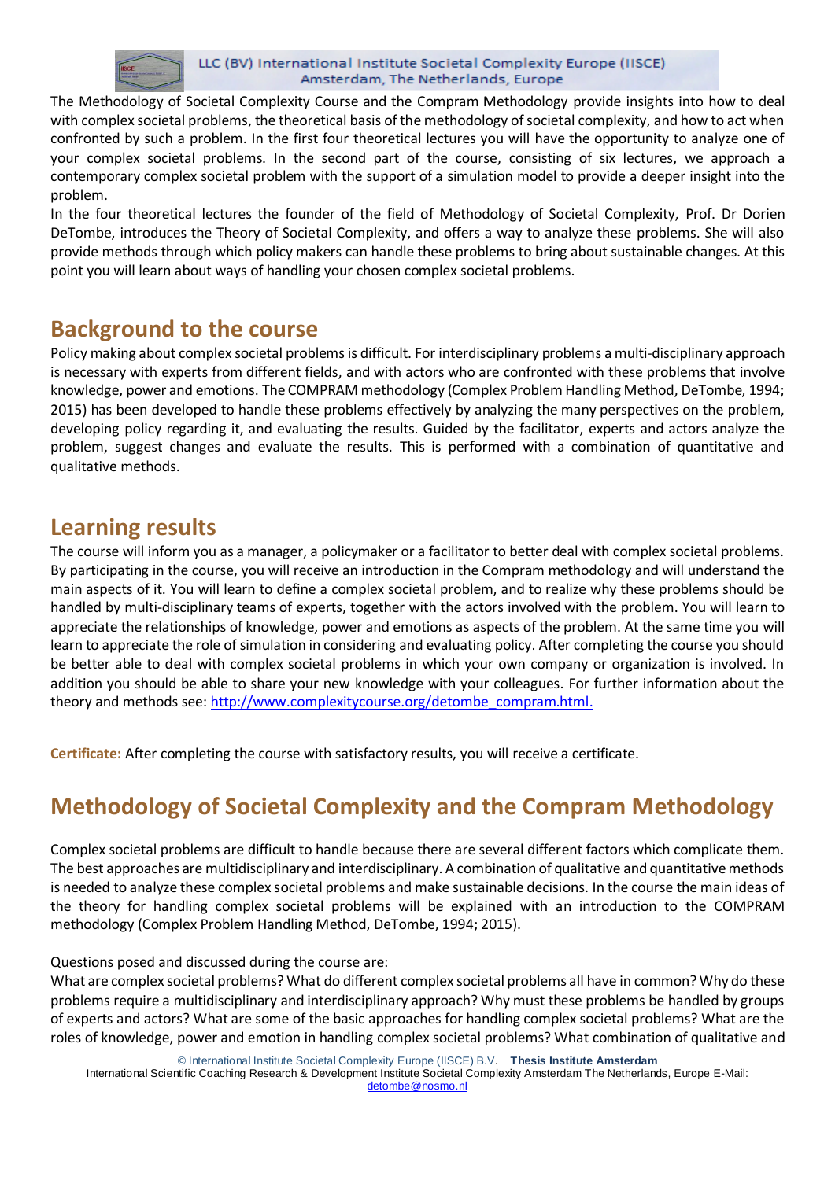The Methodology of Societal Complexity Course and the Compram Methodology provide insights into how to deal with complex societal problems, the theoretical basis of the methodology of societal complexity, and how to act when confronted by such a problem. In the first four theoretical lectures you will have the opportunity to analyze one of your complex societal problems. In the second part of the course, consisting of six lectures, we approach a contemporary complex societal problem with the support of a simulation model to provide a deeper insight into the problem.

In the four theoretical lectures the founder of the field of Methodology of Societal Complexity, Prof. Dr Dorien DeTombe, introduces the Theory of Societal Complexity, and offers a way to analyze these problems. She will also provide methods through which policy makers can handle these problems to bring about sustainable changes. At this point you will learn about ways of handling your chosen complex societal problems.

## Background to the course

Policy making about complex societal problems is difficult. For interdisciplinary problems a multi-disciplinary approach is necessary with experts from different fields, and with actors who are confronted with these problems that involve knowledge, power and emotions. The COMPRAM methodology (Complex Problem Handling Method, DeTombe, 1994; 2015) has been developed to handle these problems effectively by analyzing the many perspectives on the problem, developing policy regarding it, and evaluating the results. Guided by the facilitator, experts and actors analyze the problem, suggest changes and evaluate the results. This is performed with a combination of quantitative and qualitative methods.

## Learning results

The course will inform you as a manager, a policymaker or a facilitator to better deal with complex societal problems. By participating in the course, you will receive an introduction in the Compram methodology and will understand the main aspects of it. You will learn to define a complex societal problem, and to realize why these problems should be handled by multi-disciplinary teams of experts, together with the actors involved with the problem. You will learn to appreciate the relationships of knowledge, power and emotions as aspects of the problem. At the same time you will learn to appreciate the role of simulation in considering and evaluating policy. After completing the course you should be better able to deal with complex societal problems in which your own company or organization is involved. In addition you should be able to share your new knowledge with your colleagues. For further information about the theory and methods see: http://www.complexitycourse.org/detombe_compram.html.

**Certificate:** After completing the course with satisfactory results, you will receive a certificate.

## Methodology of Societal Complexity and the Compram Methodology

Complex societal problems are difficult to handle because there are several different factors which complicate them. The best approaches are multidisciplinary and interdisciplinary. A combination of qualitative and quantitative methods is needed to analyze these complex societal problems and make sustainable decisions. In the course the main ideas of the theory for handling complex societal problems will be explained with an introduction to the COMPRAM methodology (Complex Problem Handling Method, DeTombe, 1994; 2015).

Questions posed and discussed during the course are:

What are complex societal problems? What do different complex societal problems all have in common? Why do these problems require a multidisciplinary and interdisciplinary approach? Why must these problems be handled by groups of experts and actors? What are some of the basic approaches for handling complex societal problems? What are the roles of knowledge, power and emotion in handling complex societal problems? What combination of qualitative and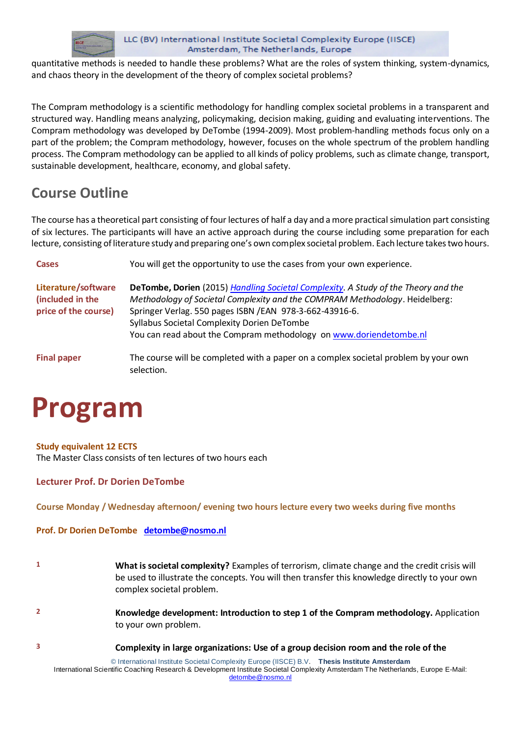quantitative methods is needed to handle these problems? What are the roles of system thinking, system-dynamics, and chaos theory in the development of the theory of complex societal problems?

The Compram methodology is a scientific methodology for handling complex societal problems in a transparent and structured way. Handling means analyzing, policymaking, decision making, guiding and evaluating interventions. The Compram methodology was developed by DeTombe (1994-2009). Most problem-handling methods focus only on a part of the problem; the Compram methodology, however, focuses on the whole spectrum of the problem handling process. The Compram methodology can be applied to all kinds of policy problems, such as climate change, transport, sustainable development, healthcare, economy, and global safety.

## Course Outline

The course has a theoretical part consisting of four lectures of half a day and a more practical simulation part consisting of six lectures. The participants will have an active approach during the course including some preparation for each lecture, consisting of literature study and preparing one's own complex societal problem. Each lecture takes two hours.

**Cases** — You will get the opportunity to use the cases from your own experience.

**Literature/software (included in the price of the course)** — **DeTombe, Dorien** (2015) *Handling Societal Complexity. A Study of the Theory and the Methodology of Societal Complexity and the COMPRAM Methodology*. Heidelberg: Springer Verlag. 550 pages ISBN /EAN 978-3-662-43916-6.
Syllabus Societal Complexity Dorien DeTombe
You can read about the Compram methodology on www.doriendetombe.nl

**Final paper** — The course will be completed with a paper on a complex societal problem by your own selection.

# Program

**Study equivalent 12 ECTS**
The Master Class consists of ten lectures of two hours each

**Lecturer Prof. Dr Dorien DeTombe**

**Course Monday / Wednesday afternoon/ evening two hours lecture every two weeks during five months**

**Prof. Dr Dorien DeTombe** detombe@nosmo.nl

1. **What is societal complexity?** Examples of terrorism, climate change and the credit crisis will be used to illustrate the concepts. You will then transfer this knowledge directly to your own complex societal problem.

2. **Knowledge development: Introduction to step 1 of the Compram methodology.** Application to your own problem.

3. **Complexity in large organizations: Use of a group decision room and the role of the**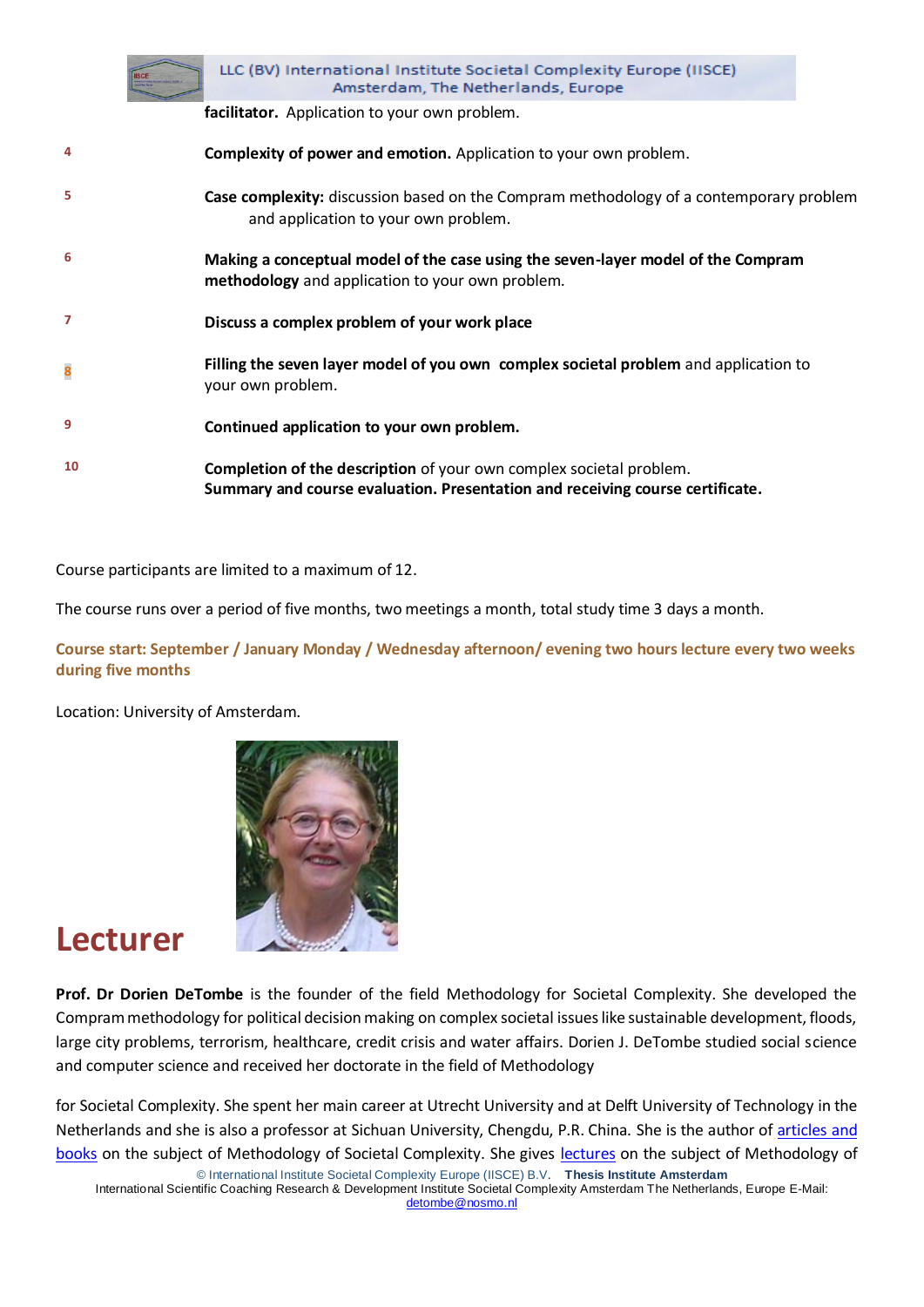| | |
|---|---|
| | **facilitator.** Application to your own problem. |
| 4 | **Complexity of power and emotion.** Application to your own problem. |
| 5 | **Case complexity:** discussion based on the Compram methodology of a contemporary problem and application to your own problem. |
| 6 | **Making a conceptual model of the case using the seven-layer model of the Compram methodology** and application to your own problem. |
| 7 | **Discuss a complex problem of your work place** |
| 8 | **Filling the seven layer model of you own complex societal problem** and application to your own problem. |
| 9 | **Continued application to your own problem.** |
| 10 | **Completion of the description** of your own complex societal problem. **Summary and course evaluation. Presentation and receiving course certificate.** |

Course participants are limited to a maximum of 12.

The course runs over a period of five months, two meetings a month, total study time 3 days a month.

**Course start: September / January Monday / Wednesday afternoon/ evening two hours lecture every two weeks during five months**

Location: University of Amsterdam.

# Lecturer

**Prof. Dr Dorien DeTombe** is the founder of the field Methodology for Societal Complexity. She developed the Compram methodology for political decision making on complex societal issues like sustainable development, floods, large city problems, terrorism, healthcare, credit crisis and water affairs. Dorien J. DeTombe studied social science and computer science and received her doctorate in the field of Methodology

for Societal Complexity. She spent her main career at Utrecht University and at Delft University of Technology in the Netherlands and she is also a professor at Sichuan University, Chengdu, P.R. China. She is the author of articles and books on the subject of Methodology of Societal Complexity. She gives lectures on the subject of Methodology of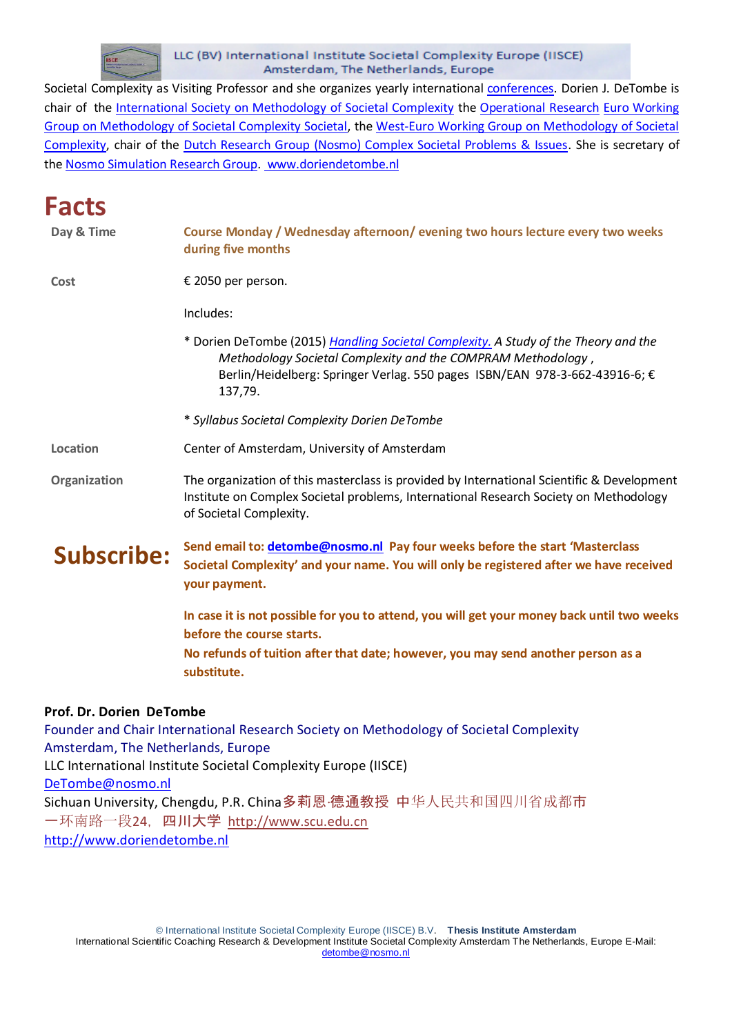Societal Complexity as Visiting Professor and she organizes yearly international conferences. Dorien J. DeTombe is chair of the International Society on Methodology of Societal Complexity the Operational Research Euro Working Group on Methodology of Societal Complexity Societal, the West-Euro Working Group on Methodology of Societal Complexity, chair of the Dutch Research Group (Nosmo) Complex Societal Problems & Issues. She is secretary of the Nosmo Simulation Research Group. www.doriendetombe.nl

# Facts

| | |
|---|---|
| **Day & Time** | **Course Monday / Wednesday afternoon/ evening two hours lecture every two weeks during five months** |
| **Cost** | € 2050 per person.<br><br>Includes:<br><br>* Dorien DeTombe (2015) *Handling Societal Complexity. A Study of the Theory and the Methodology Societal Complexity and the COMPRAM Methodology* , Berlin/Heidelberg: Springer Verlag. 550 pages ISBN/EAN 978-3-662-43916-6; € 137,79.<br><br>* *Syllabus Societal Complexity Dorien DeTombe* |
| **Location** | Center of Amsterdam, University of Amsterdam |
| **Organization** | The organization of this masterclass is provided by International Scientific & Development Institute on Complex Societal problems, International Research Society on Methodology of Societal Complexity. |
| **Subscribe:** | **Send email to: detombe@nosmo.nl Pay four weeks before the start 'Masterclass Societal Complexity' and your name. You will only be registered after we have received your payment.**<br><br>**In case it is not possible for you to attend, you will get your money back until two weeks before the course starts.**<br>**No refunds of tuition after that date; however, you may send another person as a substitute.** |

**Prof. Dr. Dorien DeTombe**
Founder and Chair International Research Society on Methodology of Societal Complexity
Amsterdam, The Netherlands, Europe
LLC International Institute Societal Complexity Europe (IISCE)
DeTombe@nosmo.nl
Sichuan University, Chengdu, P.R. China多莉恩·德通教授 中华人民共和国四川省成都市一环南路一段24，四川大学 http://www.scu.edu.cn
http://www.doriendetombe.nl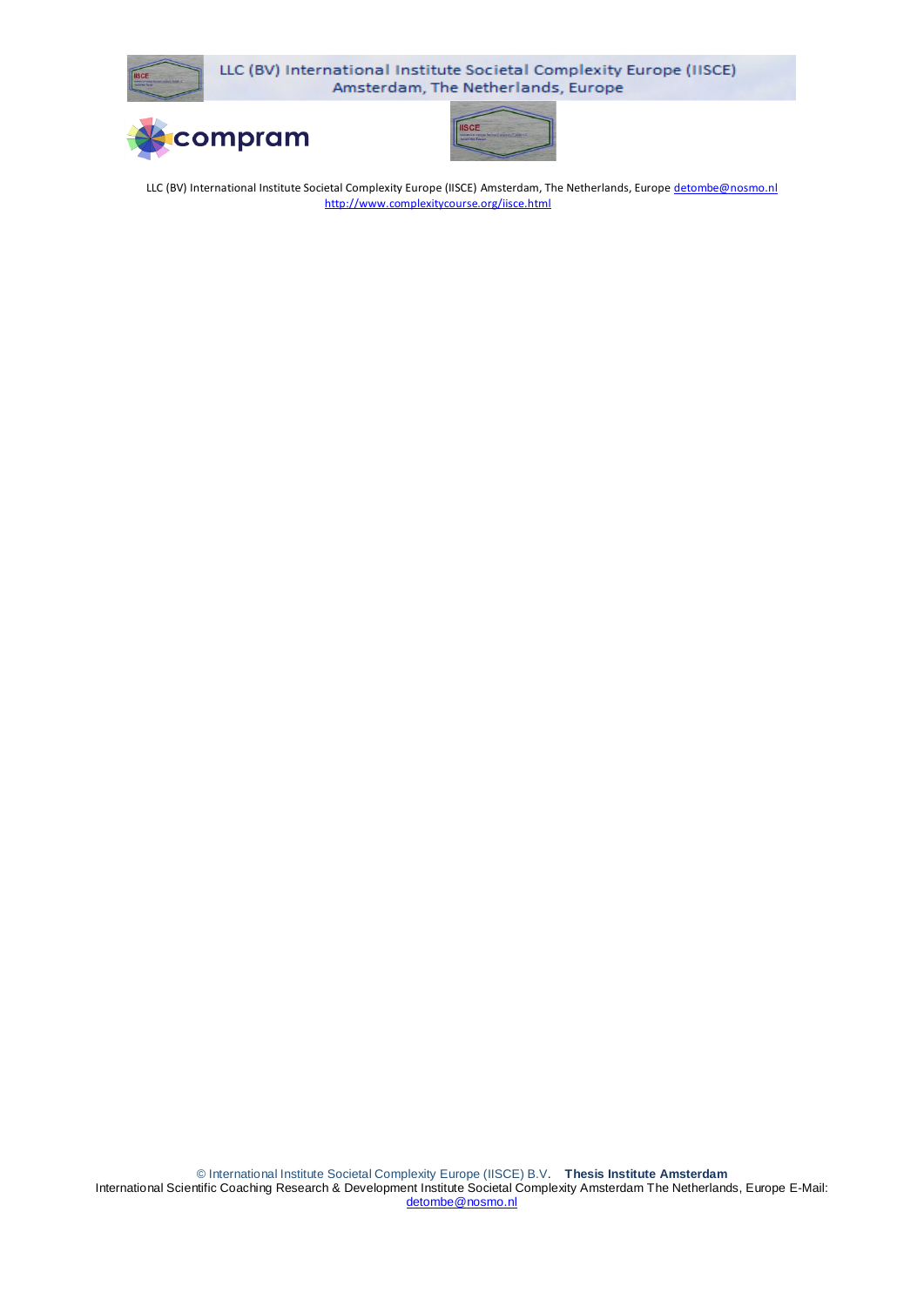LLC (BV) International Institute Societal Complexity Europe (IISCE) Amsterdam, The Netherlands, Europe detombe@nosmo.nl
http://www.complexitycourse.org/iisce.html